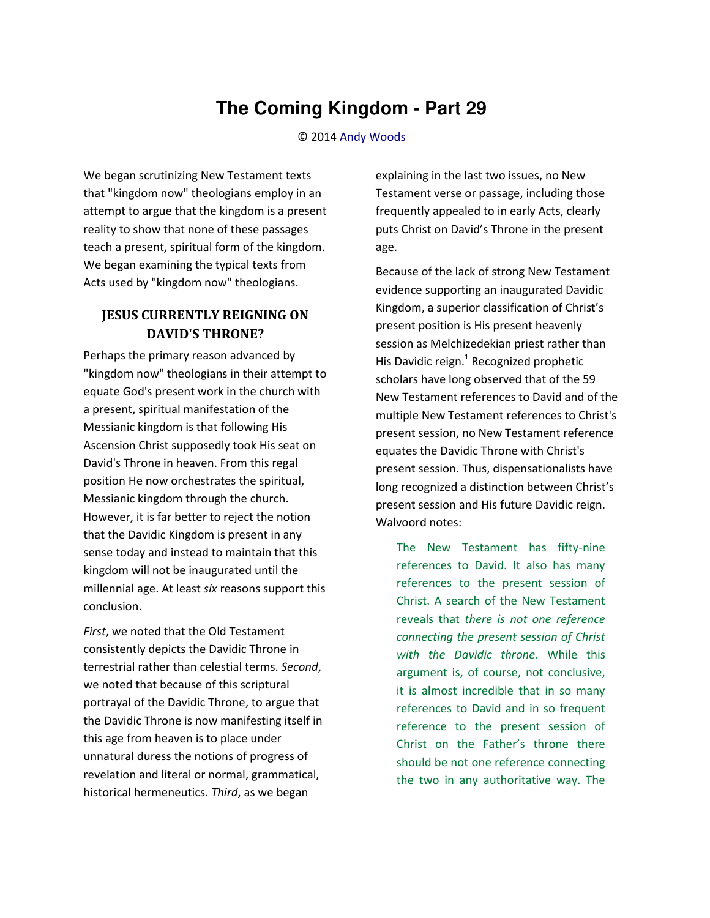# The Coming Kingdom - Part 29

© 2014 Andy Woods

We began scrutinizing New Testament texts that "kingdom now" theologians employ in an attempt to argue that the kingdom is a present reality to show that none of these passages teach a present, spiritual form of the kingdom. We began examining the typical texts from Acts used by "kingdom now" theologians.

## JESUS CURRENTLY REIGNING ON DAVID'S THRONE?

Perhaps the primary reason advanced by "kingdom now" theologians in their attempt to equate God's present work in the church with a present, spiritual manifestation of the Messianic kingdom is that following His Ascension Christ supposedly took His seat on David's Throne in heaven. From this regal position He now orchestrates the spiritual, Messianic kingdom through the church. However, it is far better to reject the notion that the Davidic Kingdom is present in any sense today and instead to maintain that this kingdom will not be inaugurated until the millennial age. At least *six* reasons support this conclusion.

*First*, we noted that the Old Testament consistently depicts the Davidic Throne in terrestrial rather than celestial terms. *Second*, we noted that because of this scriptural portrayal of the Davidic Throne, to argue that the Davidic Throne is now manifesting itself in this age from heaven is to place under unnatural duress the notions of progress of revelation and literal or normal, grammatical, historical hermeneutics. *Third*, as we began explaining in the last two issues, no New Testament verse or passage, including those frequently appealed to in early Acts, clearly puts Christ on David's Throne in the present age.

Because of the lack of strong New Testament evidence supporting an inaugurated Davidic Kingdom, a superior classification of Christ's present position is His present heavenly session as Melchizedekian priest rather than His Davidic reign.[1] Recognized prophetic scholars have long observed that of the 59 New Testament references to David and of the multiple New Testament references to Christ's present session, no New Testament reference equates the Davidic Throne with Christ's present session. Thus, dispensationalists have long recognized a distinction between Christ's present session and His future Davidic reign. Walvoord notes:

> The New Testament has fifty-nine references to David. It also has many references to the present session of Christ. A search of the New Testament reveals that *there is not one reference connecting the present session of Christ with the Davidic throne*. While this argument is, of course, not conclusive, it is almost incredible that in so many references to David and in so frequent reference to the present session of Christ on the Father's throne there should be not one reference connecting the two in any authoritative way. The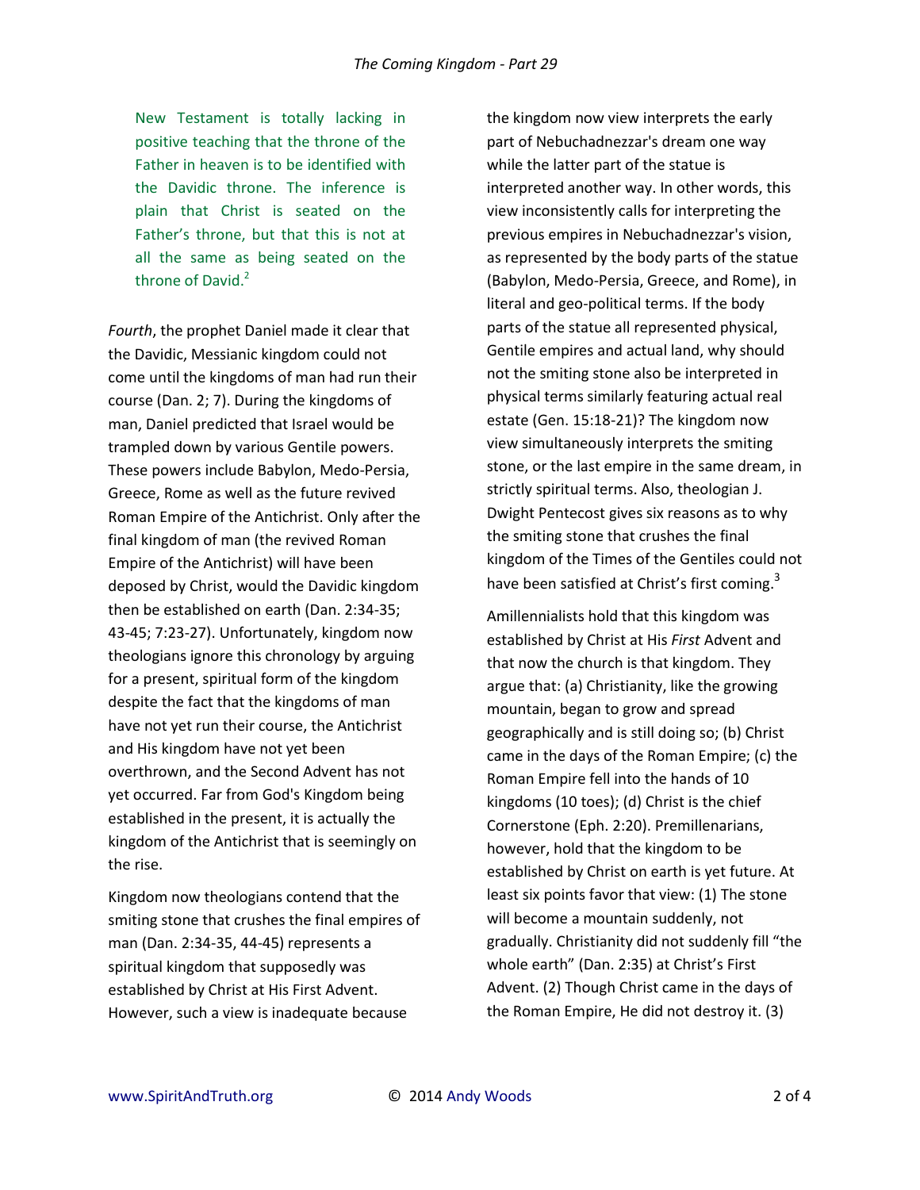> New Testament is totally lacking in positive teaching that the throne of the Father in heaven is to be identified with the Davidic throne. The inference is plain that Christ is seated on the Father's throne, but that this is not at all the same as being seated on the throne of David.[2]

*Fourth*, the prophet Daniel made it clear that the Davidic, Messianic kingdom could not come until the kingdoms of man had run their course (Dan. 2; 7). During the kingdoms of man, Daniel predicted that Israel would be trampled down by various Gentile powers. These powers include Babylon, Medo-Persia, Greece, Rome as well as the future revived Roman Empire of the Antichrist. Only after the final kingdom of man (the revived Roman Empire of the Antichrist) will have been deposed by Christ, would the Davidic kingdom then be established on earth (Dan. 2:34-35; 43-45; 7:23-27). Unfortunately, kingdom now theologians ignore this chronology by arguing for a present, spiritual form of the kingdom despite the fact that the kingdoms of man have not yet run their course, the Antichrist and His kingdom have not yet been overthrown, and the Second Advent has not yet occurred. Far from God's Kingdom being established in the present, it is actually the kingdom of the Antichrist that is seemingly on the rise.

Kingdom now theologians contend that the smiting stone that crushes the final empires of man (Dan. 2:34-35, 44-45) represents a spiritual kingdom that supposedly was established by Christ at His First Advent. However, such a view is inadequate because the kingdom now view interprets the early part of Nebuchadnezzar's dream one way while the latter part of the statue is interpreted another way. In other words, this view inconsistently calls for interpreting the previous empires in Nebuchadnezzar's vision, as represented by the body parts of the statue (Babylon, Medo-Persia, Greece, and Rome), in literal and geo-political terms. If the body parts of the statue all represented physical, Gentile empires and actual land, why should not the smiting stone also be interpreted in physical terms similarly featuring actual real estate (Gen. 15:18-21)? The kingdom now view simultaneously interprets the smiting stone, or the last empire in the same dream, in strictly spiritual terms. Also, theologian J. Dwight Pentecost gives six reasons as to why the smiting stone that crushes the final kingdom of the Times of the Gentiles could not have been satisfied at Christ's first coming.[3]

Amillennialists hold that this kingdom was established by Christ at His *First* Advent and that now the church is that kingdom. They argue that: (a) Christianity, like the growing mountain, began to grow and spread geographically and is still doing so; (b) Christ came in the days of the Roman Empire; (c) the Roman Empire fell into the hands of 10 kingdoms (10 toes); (d) Christ is the chief Cornerstone (Eph. 2:20). Premillenarians, however, hold that the kingdom to be established by Christ on earth is yet future. At least six points favor that view: (1) The stone will become a mountain suddenly, not gradually. Christianity did not suddenly fill "the whole earth" (Dan. 2:35) at Christ's First Advent. (2) Though Christ came in the days of the Roman Empire, He did not destroy it. (3)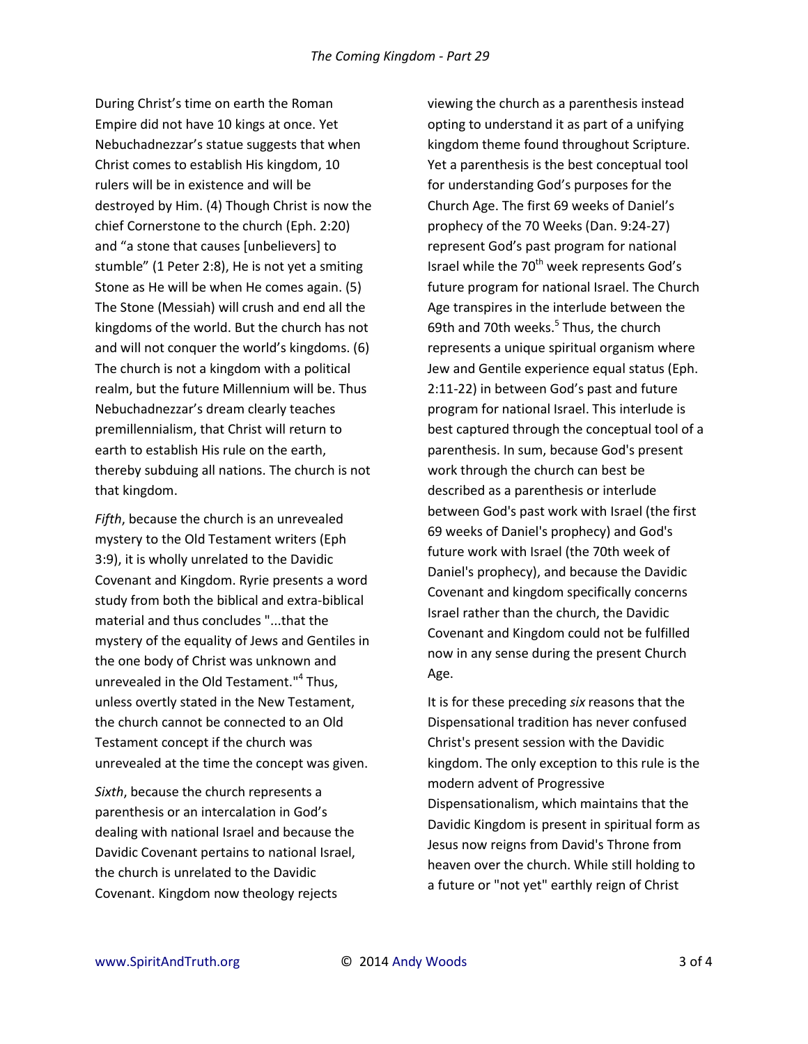During Christ's time on earth the Roman Empire did not have 10 kings at once. Yet Nebuchadnezzar's statue suggests that when Christ comes to establish His kingdom, 10 rulers will be in existence and will be destroyed by Him. (4) Though Christ is now the chief Cornerstone to the church (Eph. 2:20) and "a stone that causes [unbelievers] to stumble" (1 Peter 2:8), He is not yet a smiting Stone as He will be when He comes again. (5) The Stone (Messiah) will crush and end all the kingdoms of the world. But the church has not and will not conquer the world's kingdoms. (6) The church is not a kingdom with a political realm, but the future Millennium will be. Thus Nebuchadnezzar's dream clearly teaches premillennialism, that Christ will return to earth to establish His rule on the earth, thereby subduing all nations. The church is not that kingdom.

*Fifth*, because the church is an unrevealed mystery to the Old Testament writers (Eph 3:9), it is wholly unrelated to the Davidic Covenant and Kingdom. Ryrie presents a word study from both the biblical and extra-biblical material and thus concludes "...that the mystery of the equality of Jews and Gentiles in the one body of Christ was unknown and unrevealed in the Old Testament."[4] Thus, unless overtly stated in the New Testament, the church cannot be connected to an Old Testament concept if the church was unrevealed at the time the concept was given.

*Sixth*, because the church represents a parenthesis or an intercalation in God's dealing with national Israel and because the Davidic Covenant pertains to national Israel, the church is unrelated to the Davidic Covenant. Kingdom now theology rejects viewing the church as a parenthesis instead opting to understand it as part of a unifying kingdom theme found throughout Scripture. Yet a parenthesis is the best conceptual tool for understanding God's purposes for the Church Age. The first 69 weeks of Daniel's prophecy of the 70 Weeks (Dan. 9:24-27) represent God's past program for national Israel while the 70th week represents God's future program for national Israel. The Church Age transpires in the interlude between the 69th and 70th weeks.[5] Thus, the church represents a unique spiritual organism where Jew and Gentile experience equal status (Eph. 2:11-22) in between God's past and future program for national Israel. This interlude is best captured through the conceptual tool of a parenthesis. In sum, because God's present work through the church can best be described as a parenthesis or interlude between God's past work with Israel (the first 69 weeks of Daniel's prophecy) and God's future work with Israel (the 70th week of Daniel's prophecy), and because the Davidic Covenant and kingdom specifically concerns Israel rather than the church, the Davidic Covenant and Kingdom could not be fulfilled now in any sense during the present Church Age.

It is for these preceding *six* reasons that the Dispensational tradition has never confused Christ's present session with the Davidic kingdom. The only exception to this rule is the modern advent of Progressive Dispensationalism, which maintains that the Davidic Kingdom is present in spiritual form as Jesus now reigns from David's Throne from heaven over the church. While still holding to a future or "not yet" earthly reign of Christ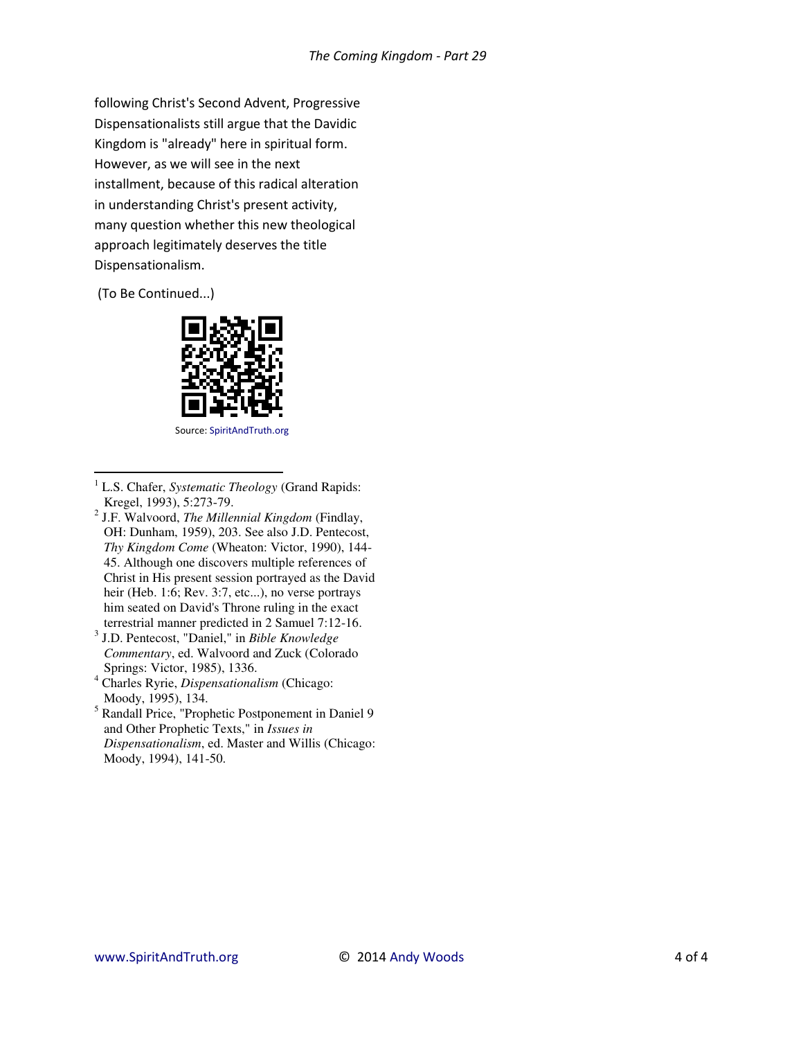following Christ's Second Advent, Progressive Dispensationalists still argue that the Davidic Kingdom is "already" here in spiritual form. However, as we will see in the next installment, because of this radical alteration in understanding Christ's present activity, many question whether this new theological approach legitimately deserves the title Dispensationalism.

(To Be Continued...)

Source: SpiritAndTruth.org

---

[1] L.S. Chafer, *Systematic Theology* (Grand Rapids: Kregel, 1993), 5:273-79.

[2] J.F. Walvoord, *The Millennial Kingdom* (Findlay, OH: Dunham, 1959), 203. See also J.D. Pentecost, *Thy Kingdom Come* (Wheaton: Victor, 1990), 144-45. Although one discovers multiple references of Christ in His present session portrayed as the David heir (Heb. 1:6; Rev. 3:7, etc...), no verse portrays him seated on David's Throne ruling in the exact terrestrial manner predicted in 2 Samuel 7:12-16.

[3] J.D. Pentecost, "Daniel," in *Bible Knowledge Commentary*, ed. Walvoord and Zuck (Colorado Springs: Victor, 1985), 1336.

[4] Charles Ryrie, *Dispensationalism* (Chicago: Moody, 1995), 134.

[5] Randall Price, "Prophetic Postponement in Daniel 9 and Other Prophetic Texts," in *Issues in Dispensationalism*, ed. Master and Willis (Chicago: Moody, 1994), 141-50.